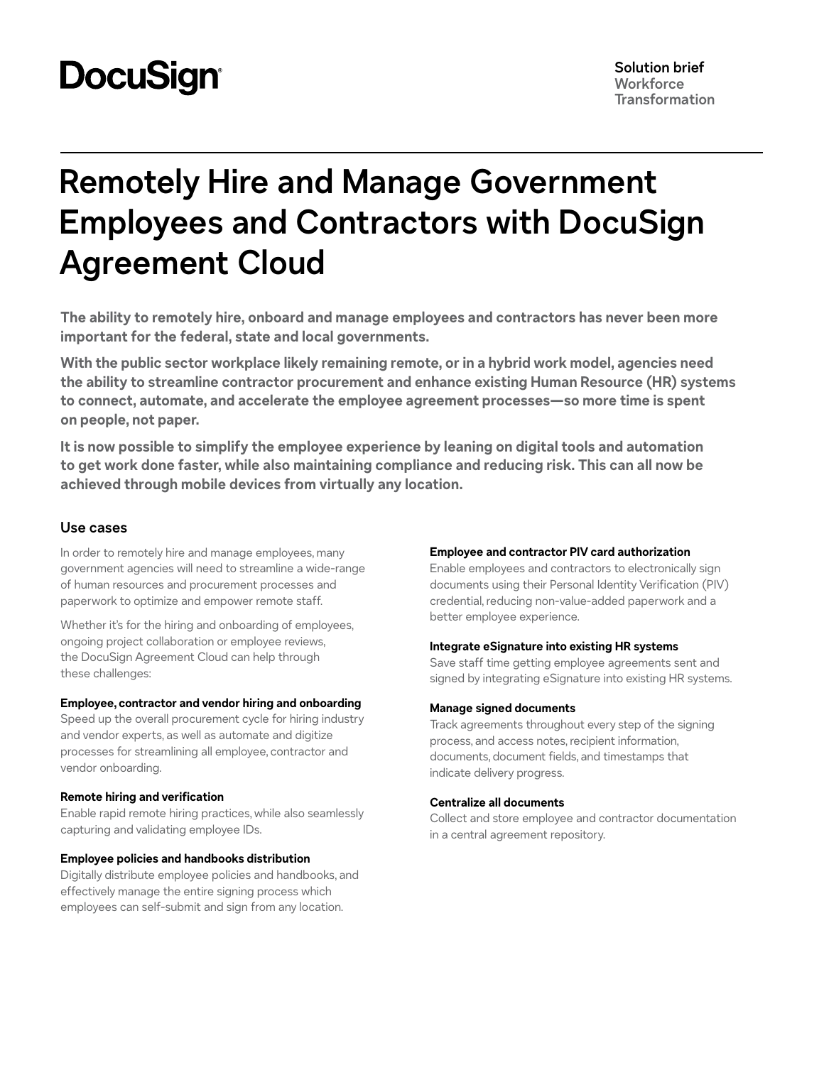DocuSign

Solution brief
Workforce Transformation

# Remotely Hire and Manage Government Employees and Contractors with DocuSign Agreement Cloud

**The ability to remotely hire, onboard and manage employees and contractors has never been more important for the federal, state and local governments.**

**With the public sector workplace likely remaining remote, or in a hybrid work model, agencies need the ability to streamline contractor procurement and enhance existing Human Resource (HR) systems to connect, automate, and accelerate the employee agreement processes—so more time is spent on people, not paper.**

**It is now possible to simplify the employee experience by leaning on digital tools and automation to get work done faster, while also maintaining compliance and reducing risk. This can all now be achieved through mobile devices from virtually any location.**

## Use cases

In order to remotely hire and manage employees, many government agencies will need to streamline a wide-range of human resources and procurement processes and paperwork to optimize and empower remote staff.

Whether it's for the hiring and onboarding of employees, ongoing project collaboration or employee reviews, the DocuSign Agreement Cloud can help through these challenges:

**Employee, contractor and vendor hiring and onboarding**
Speed up the overall procurement cycle for hiring industry and vendor experts, as well as automate and digitize processes for streamlining all employee, contractor and vendor onboarding.

**Remote hiring and verification**
Enable rapid remote hiring practices, while also seamlessly capturing and validating employee IDs.

**Employee policies and handbooks distribution**
Digitally distribute employee policies and handbooks, and effectively manage the entire signing process which employees can self-submit and sign from any location.

**Employee and contractor PIV card authorization**
Enable employees and contractors to electronically sign documents using their Personal Identity Verification (PIV) credential, reducing non-value-added paperwork and a better employee experience.

**Integrate eSignature into existing HR systems**
Save staff time getting employee agreements sent and signed by integrating eSignature into existing HR systems.

**Manage signed documents**
Track agreements throughout every step of the signing process, and access notes, recipient information, documents, document fields, and timestamps that indicate delivery progress.

**Centralize all documents**
Collect and store employee and contractor documentation in a central agreement repository.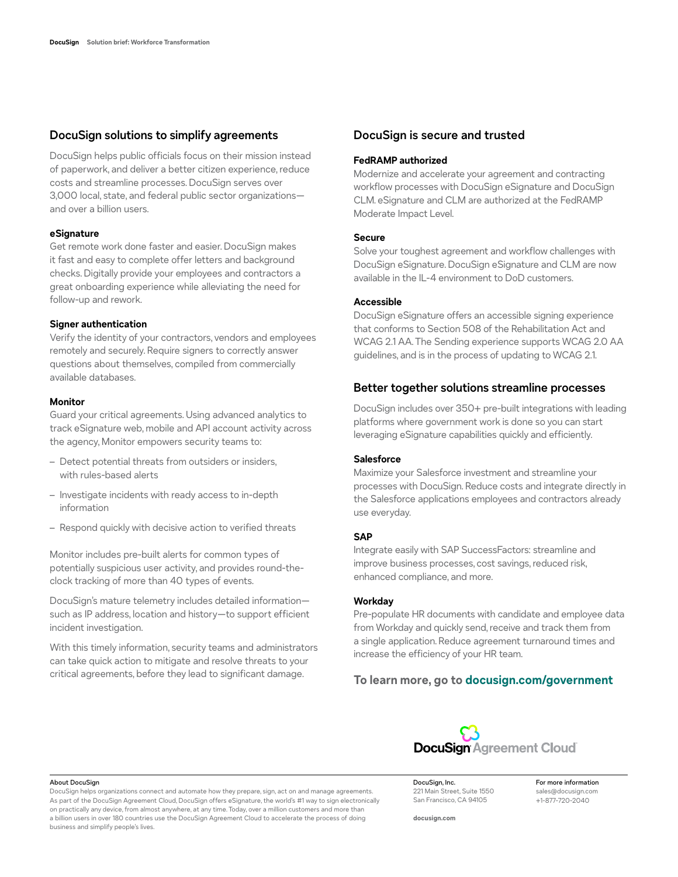## DocuSign solutions to simplify agreements

DocuSign helps public officials focus on their mission instead of paperwork, and deliver a better citizen experience, reduce costs and streamline processes. DocuSign serves over 3,000 local, state, and federal public sector organizations—and over a billion users.

**eSignature**
Get remote work done faster and easier. DocuSign makes it fast and easy to complete offer letters and background checks. Digitally provide your employees and contractors a great onboarding experience while alleviating the need for follow-up and rework.

**Signer authentication**
Verify the identity of your contractors, vendors and employees remotely and securely. Require signers to correctly answer questions about themselves, compiled from commercially available databases.

**Monitor**
Guard your critical agreements. Using advanced analytics to track eSignature web, mobile and API account activity across the agency, Monitor empowers security teams to:

- Detect potential threats from outsiders or insiders, with rules-based alerts
- Investigate incidents with ready access to in-depth information
- Respond quickly with decisive action to verified threats

Monitor includes pre-built alerts for common types of potentially suspicious user activity, and provides round-the-clock tracking of more than 40 types of events.

DocuSign's mature telemetry includes detailed information—such as IP address, location and history—to support efficient incident investigation.

With this timely information, security teams and administrators can take quick action to mitigate and resolve threats to your critical agreements, before they lead to significant damage.

## DocuSign is secure and trusted

**FedRAMP authorized**
Modernize and accelerate your agreement and contracting workflow processes with DocuSign eSignature and DocuSign CLM. eSignature and CLM are authorized at the FedRAMP Moderate Impact Level.

**Secure**
Solve your toughest agreement and workflow challenges with DocuSign eSignature. DocuSign eSignature and CLM are now available in the IL-4 environment to DoD customers.

**Accessible**
DocuSign eSignature offers an accessible signing experience that conforms to Section 508 of the Rehabilitation Act and WCAG 2.1 AA. The Sending experience supports WCAG 2.0 AA guidelines, and is in the process of updating to WCAG 2.1.

## Better together solutions streamline processes

DocuSign includes over 350+ pre-built integrations with leading platforms where government work is done so you can start leveraging eSignature capabilities quickly and efficiently.

**Salesforce**
Maximize your Salesforce investment and streamline your processes with DocuSign. Reduce costs and integrate directly in the Salesforce applications employees and contractors already use everyday.

**SAP**
Integrate easily with SAP SuccessFactors: streamline and improve business processes, cost savings, reduced risk, enhanced compliance, and more.

**Workday**
Pre-populate HR documents with candidate and employee data from Workday and quickly send, receive and track them from a single application. Reduce agreement turnaround times and increase the efficiency of your HR team.

**To learn more, go to docusign.com/government**

DocuSign Agreement Cloud

**About DocuSign**
DocuSign helps organizations connect and automate how they prepare, sign, act on and manage agreements. As part of the DocuSign Agreement Cloud, DocuSign offers eSignature, the world's #1 way to sign electronically on practically any device, from almost anywhere, at any time. Today, over a million customers and more than a billion users in over 180 countries use the DocuSign Agreement Cloud to accelerate the process of doing business and simplify people's lives.

**DocuSign, Inc.**
221 Main Street, Suite 1550
San Francisco, CA 94105

**docusign.com**

**For more information**
sales@docusign.com
+1-877-720-2040